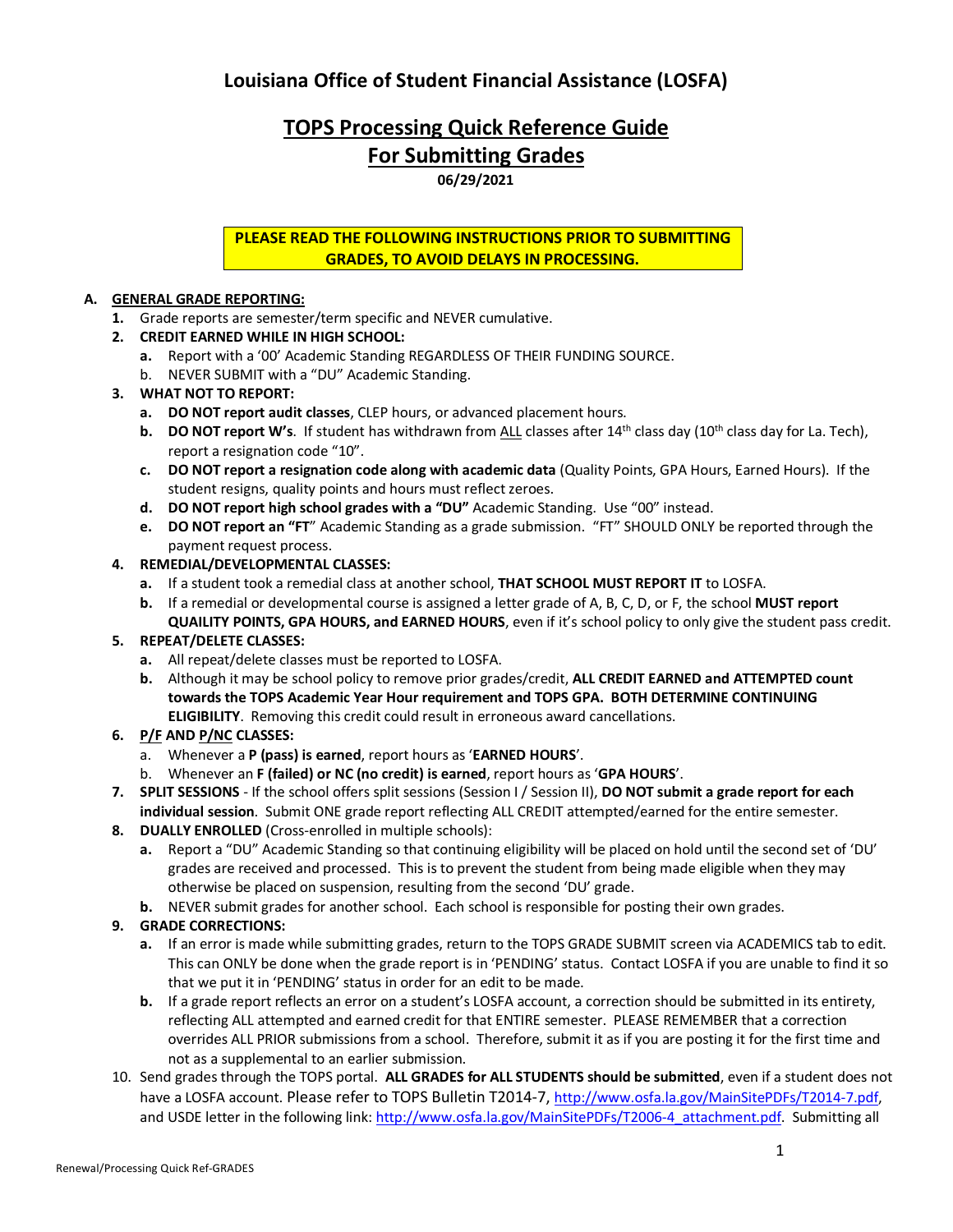# Louisiana Office of Student Financial Assistance (LOSFA)

## TOPS Processing Quick Reference Guide
## For Submitting Grades

**06/29/2021**

**PLEASE READ THE FOLLOWING INSTRUCTIONS PRIOR TO SUBMITTING GRADES, TO AVOID DELAYS IN PROCESSING.**

**A. GENERAL GRADE REPORTING:**

1. Grade reports are semester/term specific and NEVER cumulative.
2. **CREDIT EARNED WHILE IN HIGH SCHOOL:**
   - **a.** Report with a '00' Academic Standing REGARDLESS OF THEIR FUNDING SOURCE.
   - b. NEVER SUBMIT with a "DU" Academic Standing.
3. **WHAT NOT TO REPORT:**
   - **a. DO NOT report audit classes**, CLEP hours, or advanced placement hours.
   - **b. DO NOT report W's**. If student has withdrawn from ALL classes after 14th class day (10th class day for La. Tech), report a resignation code "10".
   - **c. DO NOT report a resignation code along with academic data** (Quality Points, GPA Hours, Earned Hours). If the student resigns, quality points and hours must reflect zeroes.
   - **d. DO NOT report high school grades with a "DU"** Academic Standing. Use "00" instead.
   - **e. DO NOT report an "FT**" Academic Standing as a grade submission. "FT" SHOULD ONLY be reported through the payment request process.
4. **REMEDIAL/DEVELOPMENTAL CLASSES:**
   - **a.** If a student took a remedial class at another school, **THAT SCHOOL MUST REPORT IT** to LOSFA.
   - **b.** If a remedial or developmental course is assigned a letter grade of A, B, C, D, or F, the school **MUST report QUAILITY POINTS, GPA HOURS, and EARNED HOURS**, even if it's school policy to only give the student pass credit.
5. **REPEAT/DELETE CLASSES:**
   - **a.** All repeat/delete classes must be reported to LOSFA.
   - **b.** Although it may be school policy to remove prior grades/credit, **ALL CREDIT EARNED and ATTEMPTED count towards the TOPS Academic Year Hour requirement and TOPS GPA. BOTH DETERMINE CONTINUING ELIGIBILITY**. Removing this credit could result in erroneous award cancellations.
6. **P/F AND P/NC CLASSES:**
   - a. Whenever a **P (pass) is earned**, report hours as '**EARNED HOURS**'.
   - b. Whenever an **F (failed) or NC (no credit) is earned**, report hours as '**GPA HOURS**'.
7. **SPLIT SESSIONS** - If the school offers split sessions (Session I / Session II), **DO NOT submit a grade report for each individual session**. Submit ONE grade report reflecting ALL CREDIT attempted/earned for the entire semester.
8. **DUALLY ENROLLED** (Cross-enrolled in multiple schools):
   - **a.** Report a "DU" Academic Standing so that continuing eligibility will be placed on hold until the second set of 'DU' grades are received and processed. This is to prevent the student from being made eligible when they may otherwise be placed on suspension, resulting from the second 'DU' grade.
   - **b.** NEVER submit grades for another school. Each school is responsible for posting their own grades.
9. **GRADE CORRECTIONS:**
   - **a.** If an error is made while submitting grades, return to the TOPS GRADE SUBMIT screen via ACADEMICS tab to edit. This can ONLY be done when the grade report is in 'PENDING' status. Contact LOSFA if you are unable to find it so that we put it in 'PENDING' status in order for an edit to be made.
   - **b.** If a grade report reflects an error on a student's LOSFA account, a correction should be submitted in its entirety, reflecting ALL attempted and earned credit for that ENTIRE semester. PLEASE REMEMBER that a correction overrides ALL PRIOR submissions from a school. Therefore, submit it as if you are posting it for the first time and not as a supplemental to an earlier submission.
10. Send grades through the TOPS portal. **ALL GRADES for ALL STUDENTS should be submitted**, even if a student does not have a LOSFA account. Please refer to TOPS Bulletin T2014-7, http://www.osfa.la.gov/MainSitePDFs/T2014-7.pdf, and USDE letter in the following link: http://www.osfa.la.gov/MainSitePDFs/T2006-4_attachment.pdf. Submitting all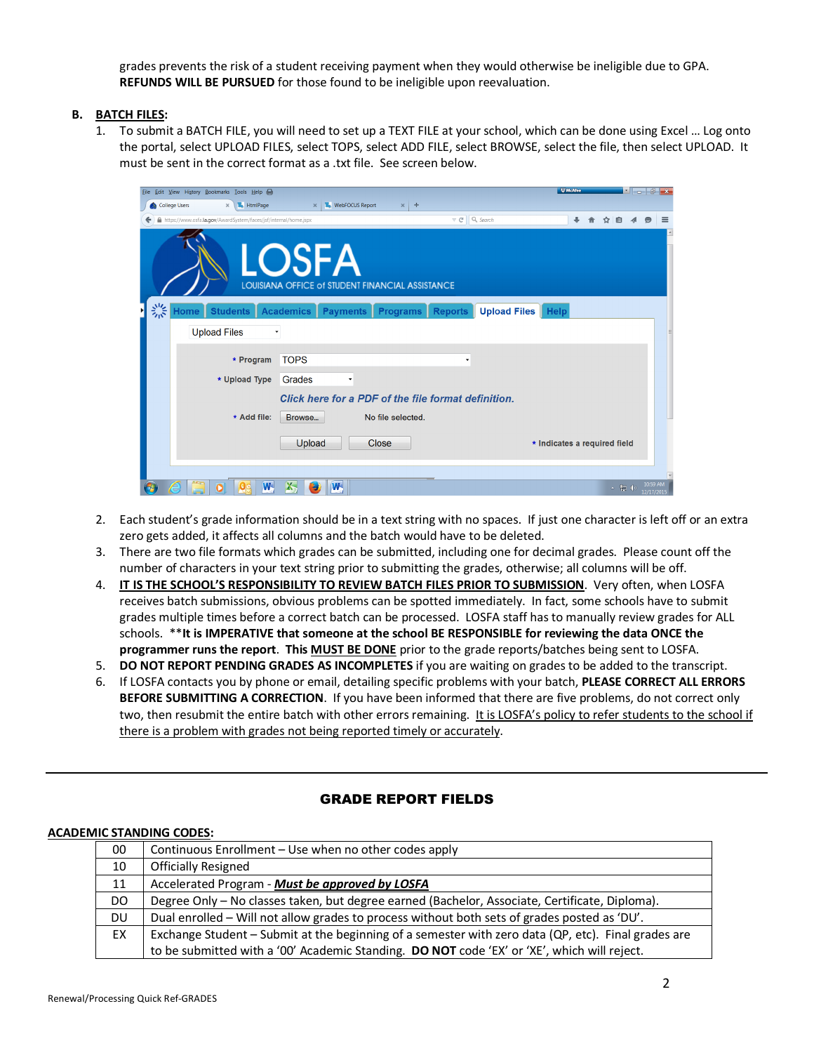grades prevents the risk of a student receiving payment when they would otherwise be ineligible due to GPA. **REFUNDS WILL BE PURSUED** for those found to be ineligible upon reevaluation.

**B. BATCH FILES:**

1. To submit a BATCH FILE, you will need to set up a TEXT FILE at your school, which can be done using Excel … Log onto the portal, select UPLOAD FILES, select TOPS, select ADD FILE, select BROWSE, select the file, then select UPLOAD. It must be sent in the correct format as a .txt file. See screen below.

2. Each student's grade information should be in a text string with no spaces. If just one character is left off or an extra zero gets added, it affects all columns and the batch would have to be deleted.
3. There are two file formats which grades can be submitted, including one for decimal grades. Please count off the number of characters in your text string prior to submitting the grades, otherwise; all columns will be off.
4. IT IS THE SCHOOL'S RESPONSIBILITY TO REVIEW BATCH FILES PRIOR TO SUBMISSION. Very often, when LOSFA receives batch submissions, obvious problems can be spotted immediately. In fact, some schools have to submit grades multiple times before a correct batch can be processed. LOSFA staff has to manually review grades for ALL schools. ****It is IMPERATIVE that someone at the school BE RESPONSIBLE for reviewing the data ONCE the programmer runs the report. This MUST BE DONE** prior to the grade reports/batches being sent to LOSFA.
5. **DO NOT REPORT PENDING GRADES AS INCOMPLETES** if you are waiting on grades to be added to the transcript.
6. If LOSFA contacts you by phone or email, detailing specific problems with your batch, **PLEASE CORRECT ALL ERRORS BEFORE SUBMITTING A CORRECTION**. If you have been informed that there are five problems, do not correct only two, then resubmit the entire batch with other errors remaining. It is LOSFA's policy to refer students to the school if there is a problem with grades not being reported timely or accurately.

---

## GRADE REPORT FIELDS

**ACADEMIC STANDING CODES:**

| Code | Description |
|---|---|
| 00 | Continuous Enrollment – Use when no other codes apply |
| 10 | Officially Resigned |
| 11 | Accelerated Program - ***Must be approved by LOSFA*** |
| DO | Degree Only – No classes taken, but degree earned (Bachelor, Associate, Certificate, Diploma). |
| DU | Dual enrolled – Will not allow grades to process without both sets of grades posted as 'DU'. |
| EX | Exchange Student – Submit at the beginning of a semester with zero data (QP, etc). Final grades are to be submitted with a '00' Academic Standing. **DO NOT** code 'EX' or 'XE', which will reject. |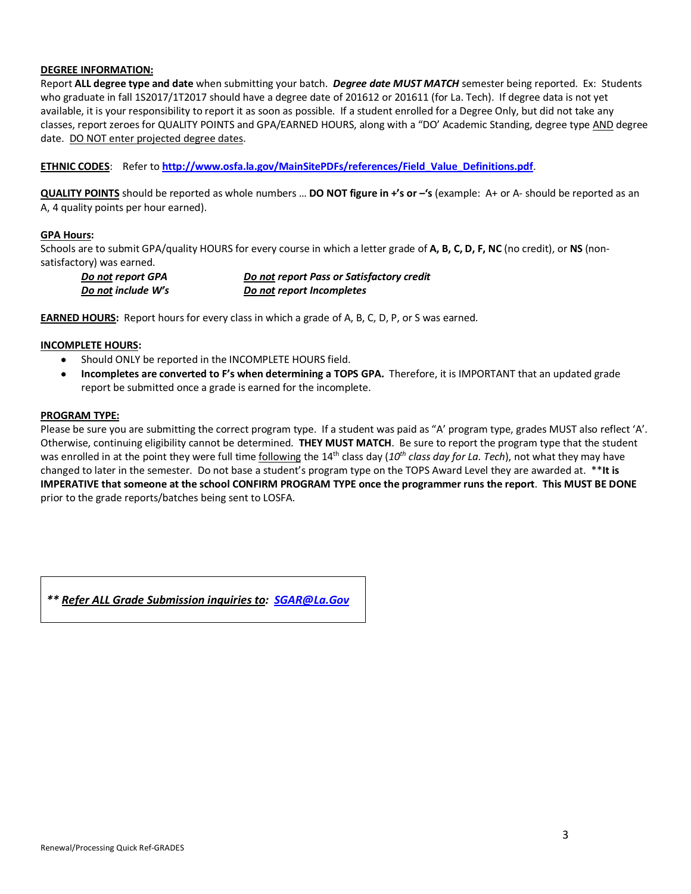**DEGREE INFORMATION:**
Report **ALL degree type and date** when submitting your batch. ***Degree date MUST MATCH*** semester being reported. Ex: Students who graduate in fall 1S2017/1T2017 should have a degree date of 201612 or 201611 (for La. Tech). If degree data is not yet available, it is your responsibility to report it as soon as possible. If a student enrolled for a Degree Only, but did not take any classes, report zeroes for QUALITY POINTS and GPA/EARNED HOURS, along with a "DO' Academic Standing, degree type AND degree date. DO NOT enter projected degree dates.

**ETHNIC CODES**: Refer to **[http://www.osfa.la.gov/MainSitePDFs/references/Field_Value_Definitions.pdf](http://www.osfa.la.gov/MainSitePDFs/references/Field_Value_Definitions.pdf)**.

**QUALITY POINTS** should be reported as whole numbers … **DO NOT figure in +'s or –'s** (example: A+ or A- should be reported as an A, 4 quality points per hour earned).

**GPA Hours:**
Schools are to submit GPA/quality HOURS for every course in which a letter grade of **A, B, C, D, F, NC** (no credit), or **NS** (non-satisfactory) was earned.

| | |
|---|---|
| ***Do not report GPA*** | ***Do not report Pass or Satisfactory credit*** |
| ***Do not include W's*** | ***Do not report Incompletes*** |

**EARNED HOURS:** Report hours for every class in which a grade of A, B, C, D, P, or S was earned.

**INCOMPLETE HOURS:**

- Should ONLY be reported in the INCOMPLETE HOURS field.
- **Incompletes are converted to F's when determining a TOPS GPA.** Therefore, it is IMPORTANT that an updated grade report be submitted once a grade is earned for the incomplete.

**PROGRAM TYPE:**
Please be sure you are submitting the correct program type. If a student was paid as "A' program type, grades MUST also reflect 'A'. Otherwise, continuing eligibility cannot be determined. **THEY MUST MATCH**. Be sure to report the program type that the student was enrolled in at the point they were full time following the 14th class day (*10th class day for La. Tech*), not what they may have changed to later in the semester. Do not base a student's program type on the TOPS Award Level they are awarded at. \*\***It is IMPERATIVE that someone at the school CONFIRM PROGRAM TYPE once the programmer runs the report**. **This MUST BE DONE** prior to the grade reports/batches being sent to LOSFA.

***\*\* Refer ALL Grade Submission inquiries to: [SGAR@La.Gov](mailto:SGAR@La.Gov)***